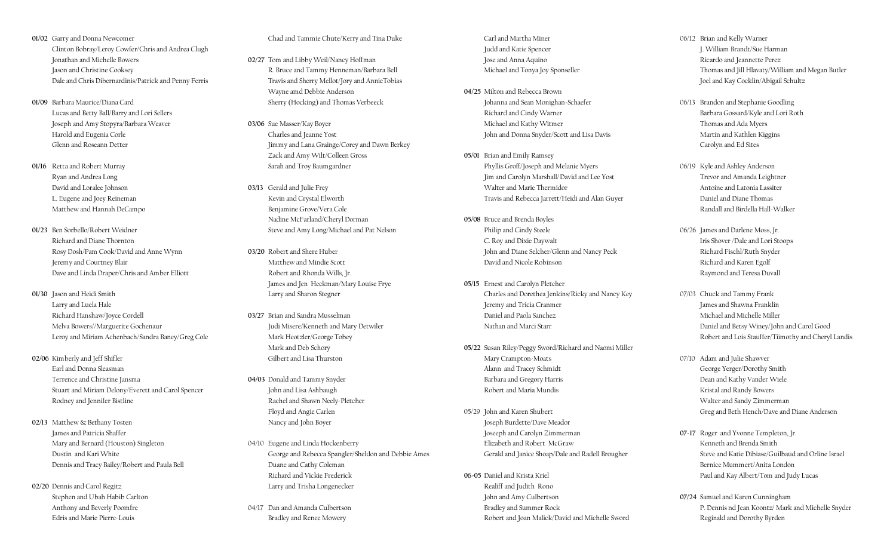**01/02** Garry and Donna Newcomer
Clinton Bobray/Leroy Cowfer/Chris and Andrea Clugh
Jonathan and Michelle Bowers
Jason and Christine Cooksey
Dale and Chris Dibernardinis/Patrick and Penny Ferris

**01/09** Barbara Maurice/Diana Card
Lucas and Betty Ball/Barry and Lori Sellers
Joseph and Amy Stopyra/Barbara Weaver
Harold and Eugenia Corle
Glenn and Roseann Detter

**01/16** Retta and Robert Murray
Ryan and Andrea Long
David and Loralee Johnson
L. Eugene and Joey Reineman
Matthew and Hannah DeCampo

**01/23** Ben Sorbello/Robert Weidner
Richard and Diane Thornton
Rosy Dosh/Pam Cook/David and Anne Wynn
Jeremy and Courtney Blair
Dave and Linda Draper/Chris and Amber Elliott

**01/30** Jason and Heidi Smith
Larry and Luela Hale
Richard Hanshaw/Joyce Cordell
Melva Bowers//Marguerite Gochenaur
Leroy and Miriam Achenbach/Sandra Baney/Greg Cole

**02/06** Kimberly and Jeff Shifler
Earl and Donna Sleasman
Terrence and Christine Jansma
Stuart and Miriam Delony/Everett and Carol Spencer
Rodney and Jennifer Bistline

**02/13** Matthew & Bethany Tosten
James and Patricia Shaffer
Mary and Bernard (Houston) Singleton
Dustin and Kari White
Dennis and Tracy Bailey/Robert and Paula Bell

**02/20** Dennis and Carol Regitz
Stephen and Ubah Habib Carlton
Anthony and Beverly Poomfre
Edris and Marie Pierre-Louis
Chad and Tammie Chute/Kerry and Tina Duke

**02/27** Tom and Libby Weil/Nancy Hoffman
R. Bruce and Tammy Henneman/Barbara Bell
Travis and Sherry Mellot/Jory and AnnieTobias
Wayne amd Debbie Anderson
Sherry (Hocking) and Thomas Verbeeck

**03/06** Sue Masser/Kay Boyer
Charles and Jeanne Yost
Jimmy and Lana Grainge/Corey and Dawn Berkey
Zack and Amy Wilt/Colleen Gross
Sarah and Troy Baumgardner

**03/13** Gerald and Julie Frey
Kevin and Crystal Elworth
Benjamine Grove/Vera Cole
Nadine McFarland/Cheryl Dorman
Steve and Amy Long/Michael and Pat Nelson

**03/20** Robert and Shere Huber
Matthew and Mindie Scott
Robert and Rhonda Wills, Jr.
James and Jen Heckman/Mary Louise Frye
Larry and Sharon Stegner

**03/27** Brian and Sandra Musselman
Judi Misere/Kenneth and Mary Detwiler
Mark Heotzler/George Tobey
Mark and Deb Schory
Gilbert and Lisa Thurston

**04/03** Donald and Tammy Snyder
John and Lisa Ashbaugh
Rachel and Shawn Neely-Pletcher
Floyd and Angie Carlen
Nancy and John Boyer

04/10 Eugene and Linda Hockenberry
George and Rebecca Spangler/Sheldon and Debbie Ames
Duane and Cathy Coleman
Richard and Vickie Frederick
Larry and Trisha Longenecker

04/17 Dan and Amanda Culbertson
Bradley and Renee Mowery
Carl and Martha Miner
Judd and Katie Spencer
Jose and Anna Aquino
Michael and Tonya Joy Sponseller

**04/25** Milton and Rebecca Brown
Johanna and Sean Monighan-Schaefer
Richard and Cindy Warner
Michael and Kathy Witmer
John and Donna Snyder/Scott and Lisa Davis

**05/01** Brian and Emily Ramsey
Phyllis Groff/Joseph and Melanie Myers
Jim and Carolyn Marshall/ David and Lee Yost
Walter and Marie Thermidor
Travis and Rebecca Jarrett/Heidi and Alan Guyer

**05/08** Bruce and Brenda Boyles
Philip and Cindy Steele
C. Roy and Dixie Daywalt
John and Diane Selcher/Glenn and Nancy Peck
David and Nicole Robinson

**05/15** Ernest and Carolyn Pletcher
Charles and Dorethea Jenkins/Ricky and Nancy Key
Jeremy and Tricia Cranmer
Daniel and Paola Sanchez
Nathan and Marci Starr

**05/22** Susan Riley/Peggy Sword/Richard and Naomi Miller
Mary Crampton-Moats
Alann and Tracey Schmidt
Barbara and Gregory Harris
Robert and Maria Mundis

05/29 John and Karen Shubert
Joseph Burdette/Dave Meador
Joseeph and Carolyn Zimmerman
Elizabeth and Robert McGraw
Gerald and Janice Shoap/Dale and Radell Brougher

**06-05** Daniel and Krista Kriel
Realiff and Judith Rono
John and Amy Culbertson
Bradley and Summer Rock
Robert and Joan Malick/David and Michelle Sword

06/12 Brian and Kelly Warner
J. William Brandt/Sue Harman
Ricardo and Jeannette Perez
Thomas and Jill Hlavaty/William and Megan Butler
Joel and Kay Cocklin/Abigail Schultz

06/13 Brandon and Stephanie Goodling
Barbara Gossard/Kyle and Lori Roth
Thomas and Ada Myers
Martin and Kathlen Kiggins
Carolyn and Ed Sites

06/19 Kyle and Ashley Anderson
Trevor and Amanda Leightner
Antoine and Latonia Lassiter
Daniel and Diane Thomas
Randall and Birdella Hall-Walker

06/26 James and Darlene Moss, Jr.
Iris Shover /Dale and Lori Stoops
Richard Fischl/Ruth Snyder
Richard and Karen Egolf
Raymond and Teresa Duvall

07/03 Chuck and Tammy Frank
James and Shawna Franklin
Michael and Michelle Miller
Daniel and Betsy Winey/John and Carol Good
Robert and Lois Stauffer/Tiimothy and Cheryl Landis

07/10 Adam and Julie Shawver
George Yerger/Dorothy Smith
Dean and Kathy Vander Wiele
Kristal and Randy Bowers
Walter and Sandy Zimmerman
Greg and Beth Hench/Dave and Diane Anderson

**07-17** Roger and Yvonne Templeton, Jr.
Kenneth and Brenda Smith
Steve and Katie Dibiase/Guilbaud and Orline Israel
Bernice Mummert/Anita London
Paul and Kay Albert/Tom and Judy Lucas

**07/24** Samuel and Karen Cunningham
P. Dennis nd Jean Koontz/ Mark and Michelle Snyder
Reginald and Dorothy Byrden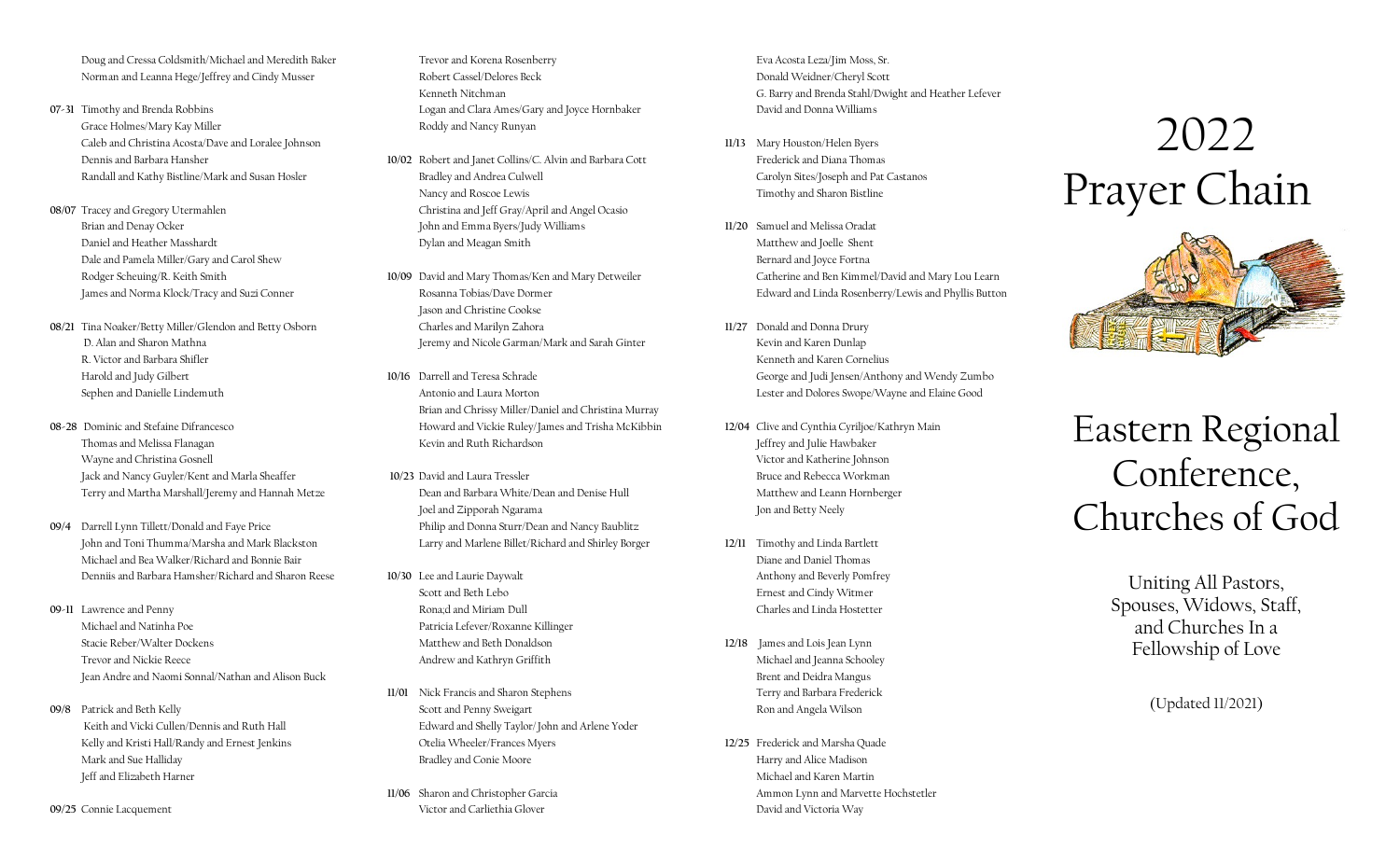Doug and Cressa Coldsmith/Michael and Meredith Baker
Norman and Leanna Hege/Jeffrey and Cindy Musser

**07-31** Timothy and Brenda Robbins
Grace Holmes/Mary Kay Miller
Caleb and Christina Acosta/Dave and Loralee Johnson
Dennis and Barbara Hansher
Randall and Kathy Bistline/Mark and Susan Hosler

**08/07** Tracey and Gregory Utermahlen
Brian and Denay Ocker
Daniel and Heather Masshardt
Dale and Pamela Miller/Gary and Carol Shew
Rodger Scheuing/R. Keith Smith
James and Norma Klock/Tracy and Suzi Conner

**08/21** Tina Noaker/Betty Miller/Glendon and Betty Osborn
D. Alan and Sharon Mathna
R. Victor and Barbara Shifler
Harold and Judy Gilbert
Sephen and Danielle Lindemuth

**08-28** Dominic and Stefaine Difrancesco
Thomas and Melissa Flanagan
Wayne and Christina Gosnell
Jack and Nancy Guyler/Kent and Marla Sheaffer
Terry and Martha Marshall/Jeremy and Hannah Metze

**09/4** Darrell Lynn Tillett/Donald and Faye Price
John and Toni Thumma/Marsha and Mark Blackston
Michael and Bea Walker/Richard and Bonnie Bair
Denniis and Barbara Hamsher/Richard and Sharon Reese

**09-11** Lawrence and Penny
Michael and Natinha Poe
Stacie Reber/Walter Dockens
Trevor and Nickie Reece
Jean Andre and Naomi Sonnal/Nathan and Alison Buck

**09/8** Patrick and Beth Kelly
Keith and Vicki Cullen/Dennis and Ruth Hall
Kelly and Kristi Hall/Randy and Ernest Jenkins
Mark and Sue Halliday
Jeff and Elizabeth Harner

**09/25** Connie Lacquement
Trevor and Korena Rosenberry
Robert Cassel/Delores Beck
Kenneth Nitchman
Logan and Clara Ames/Gary and Joyce Hornbaker
Roddy and Nancy Runyan

**10/02** Robert and Janet Collins/C. Alvin and Barbara Cott
Bradley and Andrea Culwell
Nancy and Roscoe Lewis
Christina and Jeff Gray/April and Angel Ocasio
John and Emma Byers/Judy Williams
Dylan and Meagan Smith

**10/09** David and Mary Thomas/Ken and Mary Detweiler
Rosanna Tobias/Dave Dormer
Jason and Christine Cookse
Charles and Marilyn Zahora
Jeremy and Nicole Garman/Mark and Sarah Ginter

**10/16** Darrell and Teresa Schrade
Antonio and Laura Morton
Brian and Chrissy Miller/Daniel and Christina Murray
Howard and Vickie Ruley/James and Trisha McKibbin
Kevin and Ruth Richardson

**10/23** David and Laura Tressler
Dean and Barbara White/Dean and Denise Hull
Joel and Zipporah Ngarama
Philip and Donna Sturr/Dean and Nancy Baublitz
Larry and Marlene Billet/Richard and Shirley Borger

**10/30** Lee and Laurie Daywalt
Scott and Beth Lebo
Rona;d and Miriam Dull
Patricia Lefever/Roxanne Killinger
Matthew and Beth Donaldson
Andrew and Kathryn Griffith

**11/01** Nick Francis and Sharon Stephens
Scott and Penny Sweigart
Edward and Shelly Taylor/ John and Arlene Yoder
Otelia Wheeler/Frances Myers
Bradley and Conie Moore

**11/06** Sharon and Christopher Garcia
Victor and Carliethia Glover
Eva Acosta Leza/Jim Moss, Sr.
Donald Weidner/Cheryl Scott
G. Barry and Brenda Stahl/Dwight and Heather Lefever
David and Donna Williams

**11/13** Mary Houston/Helen Byers
Frederick and Diana Thomas
Carolyn Sites/Joseph and Pat Castanos
Timothy and Sharon Bistline

**11/20** Samuel and Melissa Oradat
Matthew and Joelle Shent
Bernard and Joyce Fortna
Catherine and Ben Kimmel/David and Mary Lou Learn
Edward and Linda Rosenberry/Lewis and Phyllis Button

**11/27** Donald and Donna Drury
Kevin and Karen Dunlap
Kenneth and Karen Cornelius
George and Judi Jensen/Anthony and Wendy Zumbo
Lester and Dolores Swope/Wayne and Elaine Good

**12/04** Clive and Cynthia Cyriljoe/Kathryn Main
Jeffrey and Julie Hawbaker
Victor and Katherine Johnson
Bruce and Rebecca Workman
Matthew and Leann Hornberger
Jon and Betty Neely

**12/11** Timothy and Linda Bartlett
Diane and Daniel Thomas
Anthony and Beverly Pomfrey
Ernest and Cindy Witmer
Charles and Linda Hostetter

**12/18** James and Lois Jean Lynn
Michael and Jeanna Schooley
Brent and Deidra Mangus
Terry and Barbara Frederick
Ron and Angela Wilson

**12/25** Frederick and Marsha Quade
Harry and Alice Madison
Michael and Karen Martin
Ammon Lynn and Marvette Hochstetler
David and Victoria Way

# 2022 Prayer Chain

# Eastern Regional Conference, Churches of God

Uniting All Pastors, Spouses, Widows, Staff, and Churches In a Fellowship of Love

(Updated 11/2021)